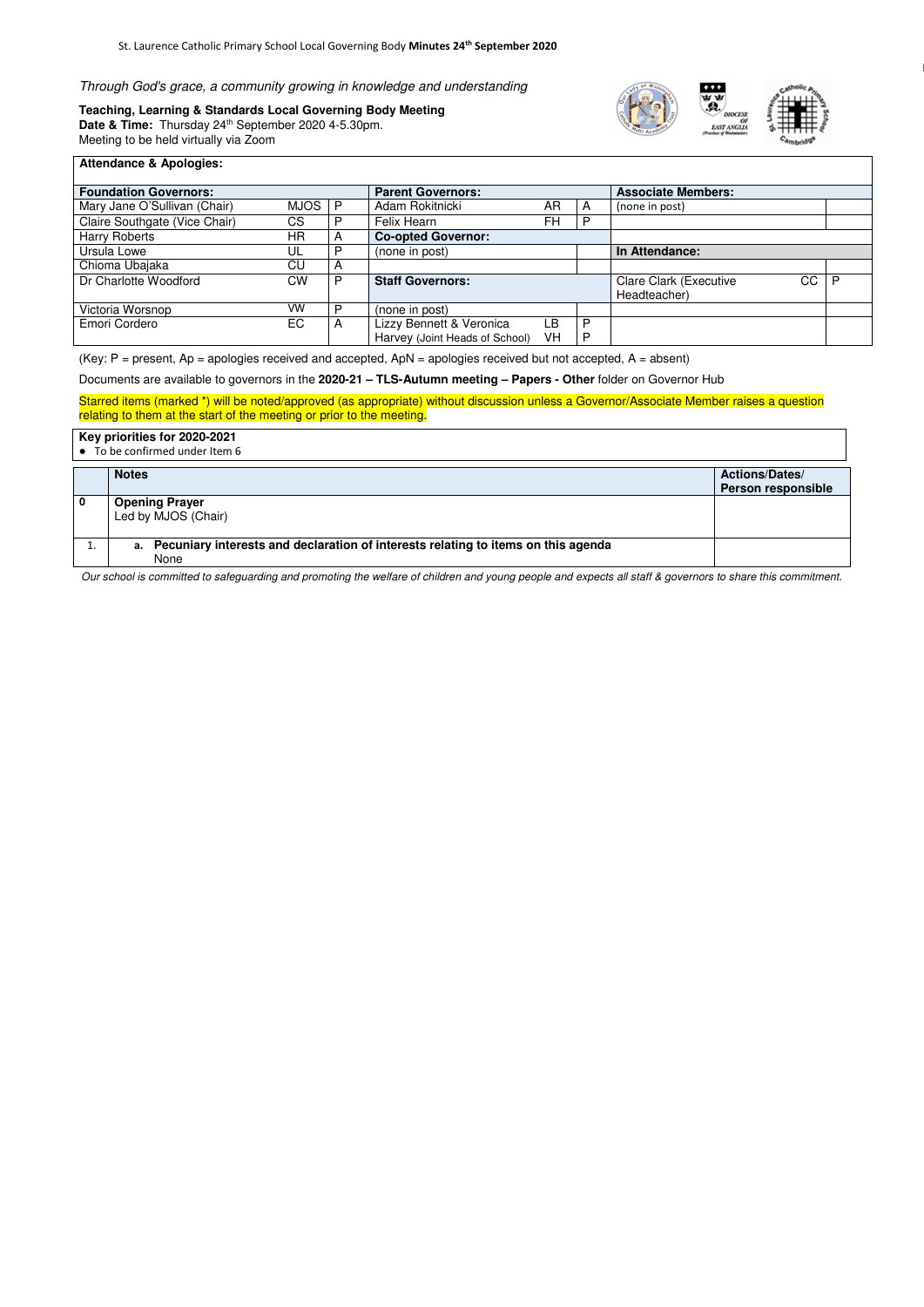*Through God's grace, a community growing in knowledge and understanding*

**Teaching, Learning & Standards Local Governing Body Meeting**
**Date & Time:** Thursday 24th September 2020 4-5.30pm.
Meeting to be held virtually via Zoom

**Attendance & Apologies:**

| **Foundation Governors:** | | | **Parent Governors:** | | | **Associate Members:** | | |
|---|---|---|---|---|---|---|---|---|
| Mary Jane O'Sullivan (Chair) | MJOS | P | Adam Rokitnicki | AR | A | (none in post) | | |
| Claire Southgate (Vice Chair) | CS | P | Felix Hearn | FH | P | | | |
| Harry Roberts | HR | A | **Co-opted Governor:** | | | | | |
| Ursula Lowe | UL | P | (none in post) | | | **In Attendance:** | | |
| Chioma Ubajaka | CU | A | | | | | | |
| Dr Charlotte Woodford | CW | P | **Staff Governors:** | | | Clare Clark (Executive Headteacher) | CC | P |
| Victoria Worsnop | VW | P | (none in post) | | | | | |
| Emori Cordero | EC | A | Lizzy Bennett & Veronica Harvey (Joint Heads of School) | LB VH | P P | | | |

(Key: P = present, Ap = apologies received and accepted, ApN = apologies received but not accepted, A = absent)

Documents are available to governors in the **2020-21 – TLS-Autumn meeting – Papers - Other** folder on Governor Hub

Starred items (marked *) will be noted/approved (as appropriate) without discussion unless a Governor/Associate Member raises a question relating to them at the start of the meeting or prior to the meeting.

**Key priorities for 2020-2021**
- To be confirmed under Item 6

| | **Notes** | **Actions/Dates/ Person responsible** |
|---|---|---|
| 0 | **Opening Prayer**<br>Led by MJOS (Chair) | |
| 1. | a. **Pecuniary interests and declaration of interests relating to items on this agenda**<br>None | |

*Our school is committed to safeguarding and promoting the welfare of children and young people and expects all staff & governors to share this commitment.*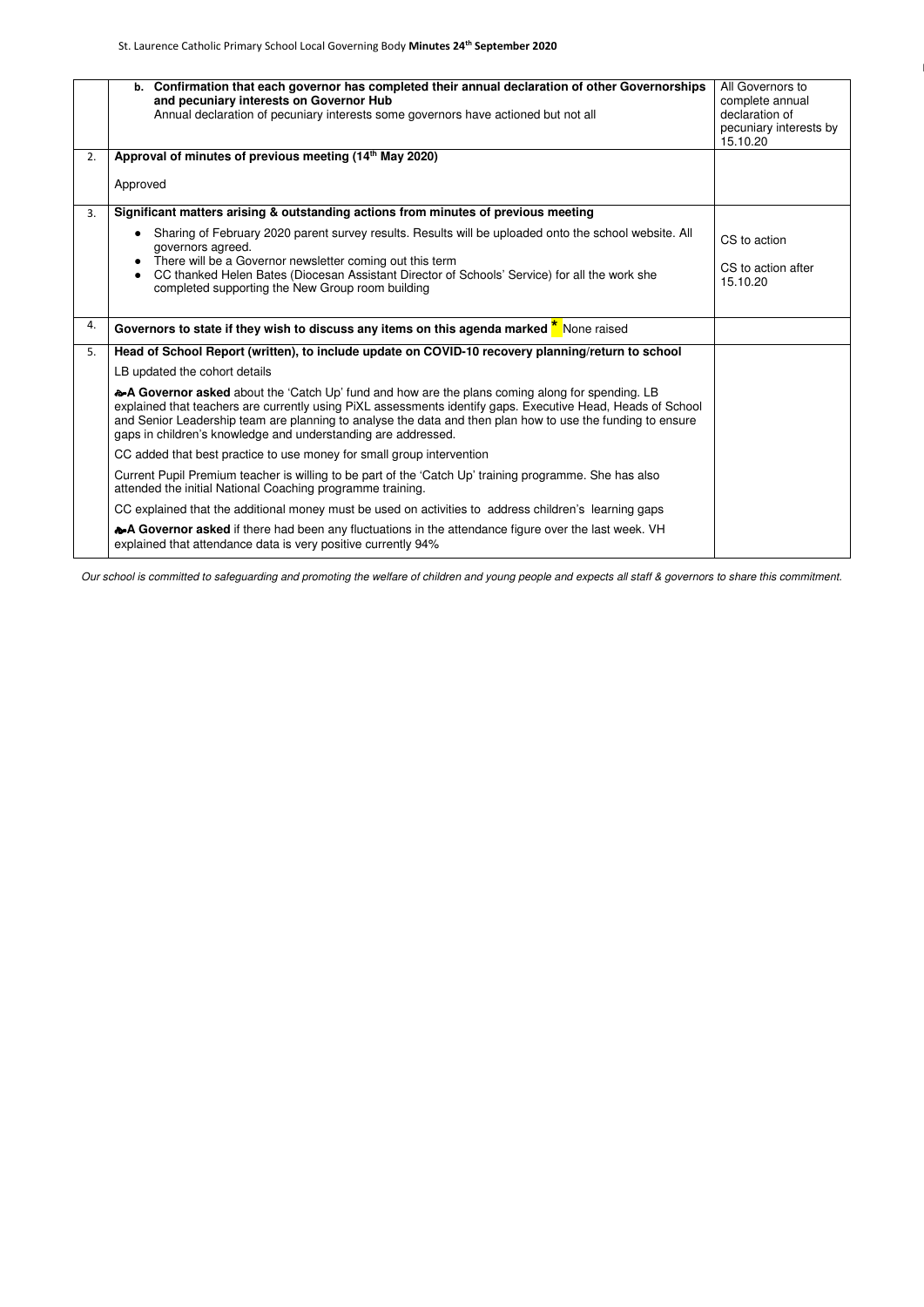| | | |
|---|---|---|
| | **b. Confirmation that each governor has completed their annual declaration of other Governorships and pecuniary interests on Governor Hub**<br>Annual declaration of pecuniary interests some governors have actioned but not all | All Governors to complete annual declaration of pecuniary interests by 15.10.20 |
| 2. | **Approval of minutes of previous meeting (14th May 2020)**<br><br>Approved | |
| 3. | **Significant matters arising & outstanding actions from minutes of previous meeting**<br>• Sharing of February 2020 parent survey results. Results will be uploaded onto the school website. All governors agreed.<br>• There will be a Governor newsletter coming out this term<br>• CC thanked Helen Bates (Diocesan Assistant Director of Schools' Service) for all the work she completed supporting the New Group room building | CS to action<br><br>CS to action after 15.10.20 |
| 4. | **Governors to state if they wish to discuss any items on this agenda marked * ** None raised | |
| 5. | **Head of School Report (written), to include update on COVID-10 recovery planning/return to school**<br>LB updated the cohort details<br><br>**A Governor asked** about the 'Catch Up' fund and how are the plans coming along for spending. LB explained that teachers are currently using PiXL assessments identify gaps. Executive Head, Heads of School and Senior Leadership team are planning to analyse the data and then plan how to use the funding to ensure gaps in children's knowledge and understanding are addressed.<br><br>CC added that best practice to use money for small group intervention<br><br>Current Pupil Premium teacher is willing to be part of the 'Catch Up' training programme. She has also attended the initial National Coaching programme training.<br><br>CC explained that the additional money must be used on activities to address children's learning gaps<br><br>**A Governor asked** if there had been any fluctuations in the attendance figure over the last week. VH explained that attendance data is very positive currently 94% | |

*Our school is committed to safeguarding and promoting the welfare of children and young people and expects all staff & governors to share this commitment.*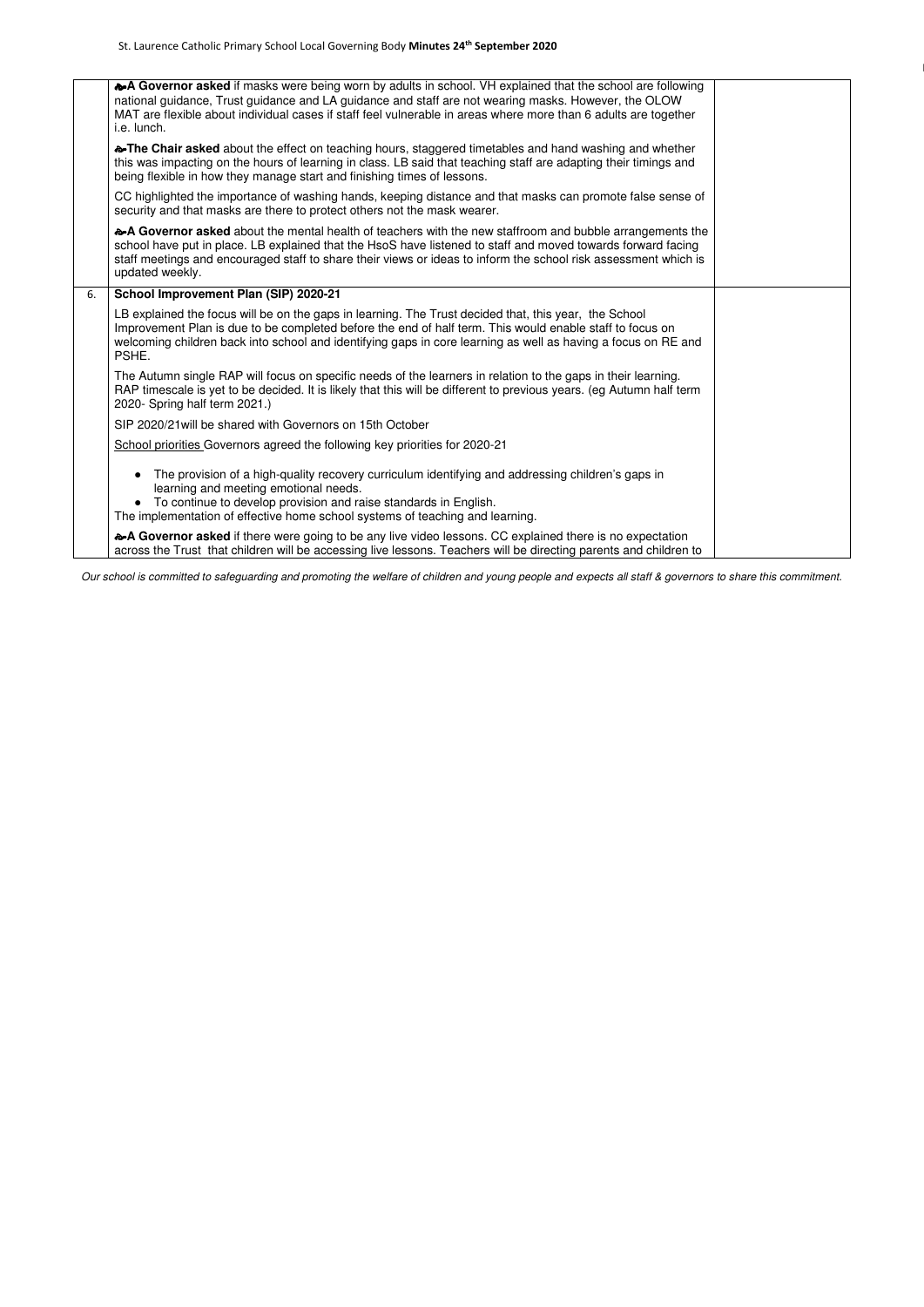| | | |
|---|---|---|
| | ☙**A Governor asked** if masks were being worn by adults in school. VH explained that the school are following national guidance, Trust guidance and LA guidance and staff are not wearing masks. However, the OLOW MAT are flexible about individual cases if staff feel vulnerable in areas where more than 6 adults are together i.e. lunch.<br><br>☙**The Chair asked** about the effect on teaching hours, staggered timetables and hand washing and whether this was impacting on the hours of learning in class. LB said that teaching staff are adapting their timings and being flexible in how they manage start and finishing times of lessons.<br><br>CC highlighted the importance of washing hands, keeping distance and that masks can promote false sense of security and that masks are there to protect others not the mask wearer.<br><br>☙**A Governor asked** about the mental health of teachers with the new staffroom and bubble arrangements the school have put in place. LB explained that the HsoS have listened to staff and moved towards forward facing staff meetings and encouraged staff to share their views or ideas to inform the school risk assessment which is updated weekly. | |
| 6. | **School Improvement Plan (SIP) 2020-21**<br><br>LB explained the focus will be on the gaps in learning. The Trust decided that, this year, the School Improvement Plan is due to be completed before the end of half term. This would enable staff to focus on welcoming children back into school and identifying gaps in core learning as well as having a focus on RE and PSHE.<br><br>The Autumn single RAP will focus on specific needs of the learners in relation to the gaps in their learning. RAP timescale is yet to be decided. It is likely that this will be different to previous years. (eg Autumn half term 2020- Spring half term 2021.)<br><br>SIP 2020/21will be shared with Governors on 15th October<br><br><u>School priorities</u> Governors agreed the following key priorities for 2020-21<br><br>• The provision of a high-quality recovery curriculum identifying and addressing children's gaps in learning and meeting emotional needs.<br>• To continue to develop provision and raise standards in English.<br>The implementation of effective home school systems of teaching and learning.<br><br>☙**A Governor asked** if there were going to be any live video lessons. CC explained there is no expectation across the Trust that children will be accessing live lessons. Teachers will be directing parents and children to | |

*Our school is committed to safeguarding and promoting the welfare of children and young people and expects all staff & governors to share this commitment.*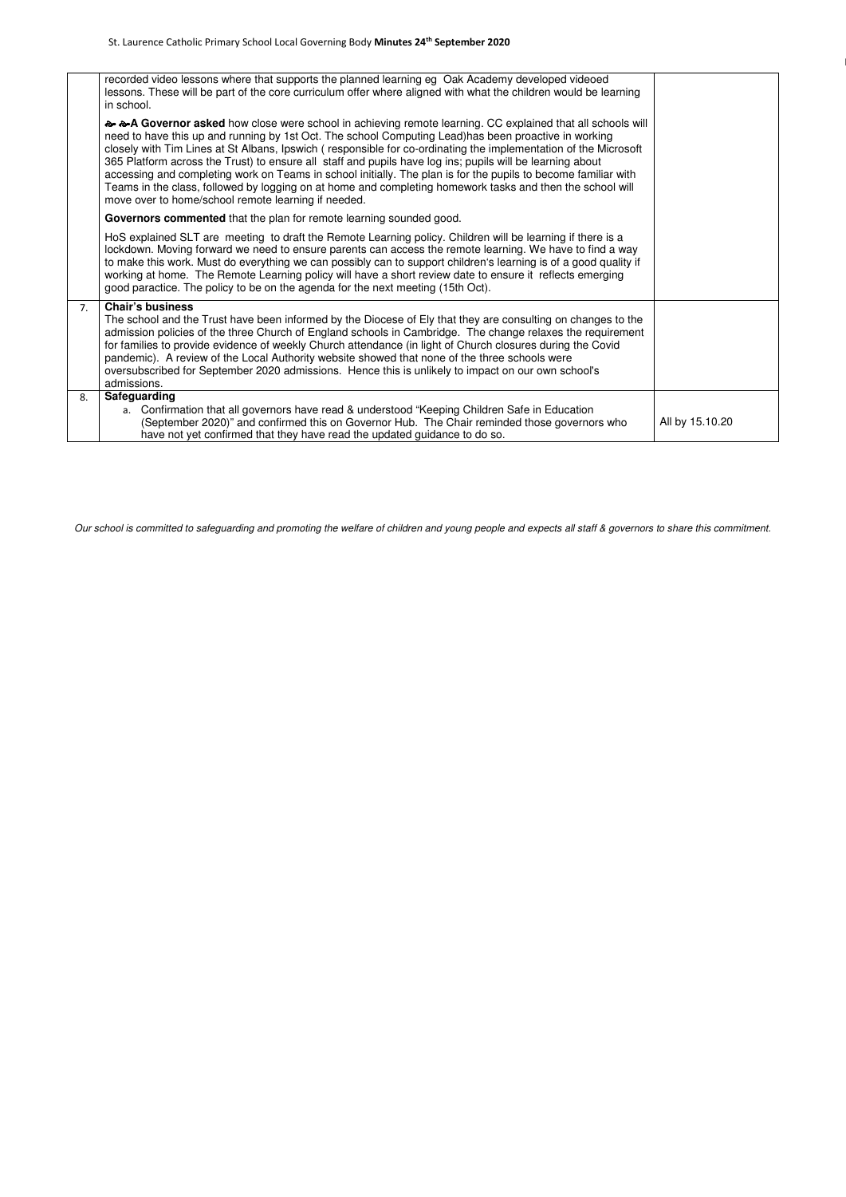| | | |
|---|---|---|
| | recorded video lessons where that supports the planned learning eg Oak Academy developed videoed lessons. These will be part of the core curriculum offer where aligned with what the children would be learning in school.<br><br>❧❧**A Governor asked** how close were school in achieving remote learning. CC explained that all schools will need to have this up and running by 1st Oct. The school Computing Lead)has been proactive in working closely with Tim Lines at St Albans, Ipswich ( responsible for co-ordinating the implementation of the Microsoft 365 Platform across the Trust) to ensure all staff and pupils have log ins; pupils will be learning about accessing and completing work on Teams in school initially. The plan is for the pupils to become familiar with Teams in the class, followed by logging on at home and completing homework tasks and then the school will move over to home/school remote learning if needed.<br><br>**Governors commented** that the plan for remote learning sounded good.<br><br>HoS explained SLT are meeting to draft the Remote Learning policy. Children will be learning if there is a lockdown. Moving forward we need to ensure parents can access the remote learning. We have to find a way to make this work. Must do everything we can possibly can to support children's learning is of a good quality if working at home. The Remote Learning policy will have a short review date to ensure it reflects emerging good paractice. The policy to be on the agenda for the next meeting (15th Oct). | |
| 7. | **Chair's business**<br>The school and the Trust have been informed by the Diocese of Ely that they are consulting on changes to the admission policies of the three Church of England schools in Cambridge. The change relaxes the requirement for families to provide evidence of weekly Church attendance (in light of Church closures during the Covid pandemic). A review of the Local Authority website showed that none of the three schools were oversubscribed for September 2020 admissions. Hence this is unlikely to impact on our own school's admissions. | |
| 8. | **Safeguarding**<br>a. Confirmation that all governors have read & understood "Keeping Children Safe in Education (September 2020)" and confirmed this on Governor Hub. The Chair reminded those governors who have not yet confirmed that they have read the updated guidance to do so. | All by 15.10.20 |

*Our school is committed to safeguarding and promoting the welfare of children and young people and expects all staff & governors to share this commitment.*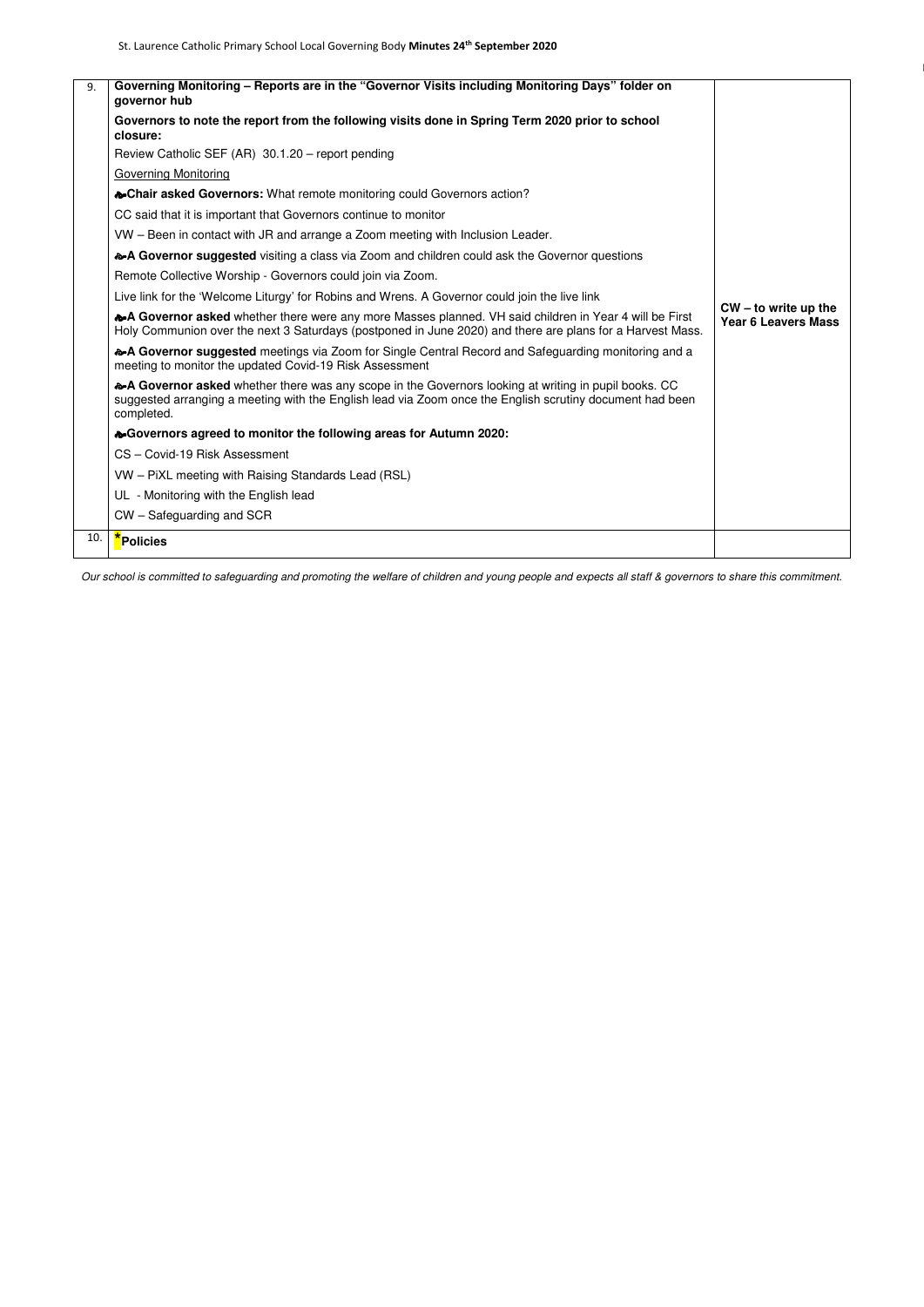| | | |
|---|---|---|
| 9. | **Governing Monitoring – Reports are in the "Governor Visits including Monitoring Days" folder on governor hub**<br><br>**Governors to note the report from the following visits done in Spring Term 2020 prior to school closure:**<br><br>Review Catholic SEF (AR) 30.1.20 – report pending<br><br>Governing Monitoring<br><br>**Chair asked Governors:** What remote monitoring could Governors action?<br><br>CC said that it is important that Governors continue to monitor<br><br>VW – Been in contact with JR and arrange a Zoom meeting with Inclusion Leader.<br><br>**A Governor suggested** visiting a class via Zoom and children could ask the Governor questions<br><br>Remote Collective Worship - Governors could join via Zoom.<br><br>Live link for the 'Welcome Liturgy' for Robins and Wrens. A Governor could join the live link<br><br>**A Governor asked** whether there were any more Masses planned. VH said children in Year 4 will be First Holy Communion over the next 3 Saturdays (postponed in June 2020) and there are plans for a Harvest Mass.<br><br>**A Governor suggested** meetings via Zoom for Single Central Record and Safeguarding monitoring and a meeting to monitor the updated Covid-19 Risk Assessment<br><br>**A Governor asked** whether there was any scope in the Governors looking at writing in pupil books. CC suggested arranging a meeting with the English lead via Zoom once the English scrutiny document had been completed.<br><br>**Governors agreed to monitor the following areas for Autumn 2020:**<br><br>CS – Covid-19 Risk Assessment<br><br>VW – PiXL meeting with Raising Standards Lead (RSL)<br><br>UL - Monitoring with the English lead<br><br>CW – Safeguarding and SCR | **CW – to write up the Year 6 Leavers Mass** |
| 10. | ***Policies** | |

*Our school is committed to safeguarding and promoting the welfare of children and young people and expects all staff & governors to share this commitment.*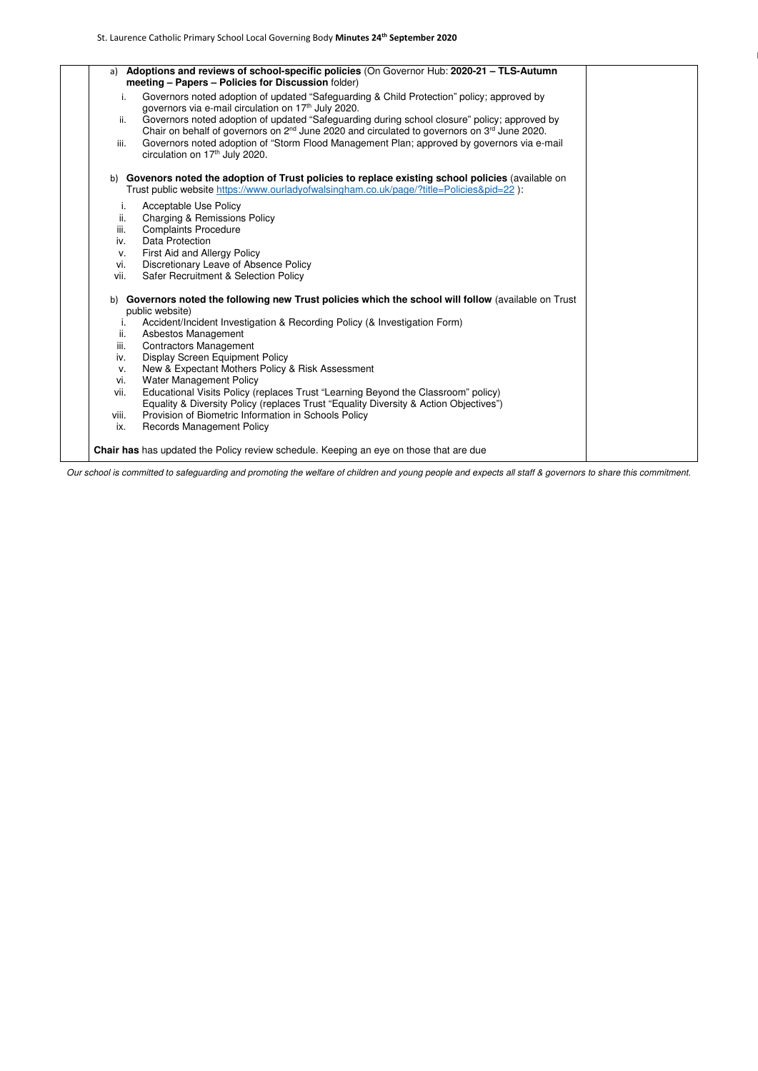a) **Adoptions and reviews of school-specific policies** (On Governor Hub: **2020-21 – TLS-Autumn meeting – Papers – Policies for Discussion** folder)

i. Governors noted adoption of updated "Safeguarding & Child Protection" policy; approved by governors via e-mail circulation on 17th July 2020.

ii. Governors noted adoption of updated "Safeguarding during school closure" policy; approved by Chair on behalf of governors on 2nd June 2020 and circulated to governors on 3rd June 2020.

iii. Governors noted adoption of "Storm Flood Management Plan; approved by governors via e-mail circulation on 17th July 2020.

b) **Govenors noted the adoption of Trust policies to replace existing school policies** (available on Trust public website https://www.ourladyofwalsingham.co.uk/page/?title=Policies&pid=22 ):

i. Acceptable Use Policy
ii. Charging & Remissions Policy
iii. Complaints Procedure
iv. Data Protection
v. First Aid and Allergy Policy
vi. Discretionary Leave of Absence Policy
vii. Safer Recruitment & Selection Policy

b) **Governors noted the following new Trust policies which the school will follow** (available on Trust public website)

i. Accident/Incident Investigation & Recording Policy (& Investigation Form)
ii. Asbestos Management
iii. Contractors Management
iv. Display Screen Equipment Policy
v. New & Expectant Mothers Policy & Risk Assessment
vi. Water Management Policy
vii. Educational Visits Policy (replaces Trust "Learning Beyond the Classroom" policy)
Equality & Diversity Policy (replaces Trust "Equality Diversity & Action Objectives")
viii. Provision of Biometric Information in Schools Policy
ix. Records Management Policy

**Chair has** has updated the Policy review schedule. Keeping an eye on those that are due

*Our school is committed to safeguarding and promoting the welfare of children and young people and expects all staff & governors to share this commitment.*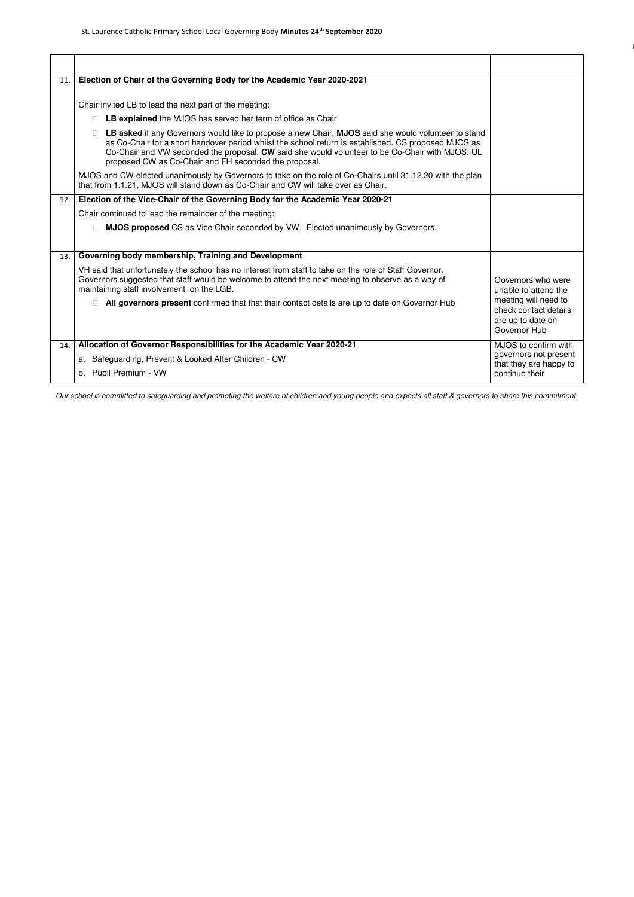| | | |
|---|---|---|
| 11. | **Election of Chair of the Governing Body for the Academic Year 2020-2021**<br><br>Chair invited LB to lead the next part of the meeting:<br>- **LB explained** the MJOS has served her term of office as Chair<br>- **LB asked** if any Governors would like to propose a new Chair. **MJOS** said she would volunteer to stand as Co-Chair for a short handover period whilst the school return is established. CS proposed MJOS as Co-Chair and VW seconded the proposal. **CW** said she would volunteer to be Co-Chair with MJOS. UL proposed CW as Co-Chair and FH seconded the proposal.<br><br>MJOS and CW elected unanimously by Governors to take on the role of Co-Chairs until 31.12.20 with the plan that from 1.1.21, MJOS will stand down as Co-Chair and CW will take over as Chair. | |
| 12. | **Election of the Vice-Chair of the Governing Body for the Academic Year 2020-21**<br><br>Chair continued to lead the remainder of the meeting:<br>- **MJOS proposed** CS as Vice Chair seconded by VW. Elected unanimously by Governors. | |
| 13. | **Governing body membership, Training and Development**<br><br>VH said that unfortunately the school has no interest from staff to take on the role of Staff Governor. Governors suggested that staff would be welcome to attend the next meeting to observe as a way of maintaining staff involvement on the LGB.<br>- **All governors present** confirmed that that their contact details are up to date on Governor Hub | Governors who were unable to attend the meeting will need to check contact details are up to date on Governor Hub |
| 14. | **Allocation of Governor Responsibilities for the Academic Year 2020-21**<br><br>a. Safeguarding, Prevent & Looked After Children - CW<br>b. Pupil Premium - VW | MJOS to confirm with governors not present that they are happy to continue their |

*Our school is committed to safeguarding and promoting the welfare of children and young people and expects all staff & governors to share this commitment.*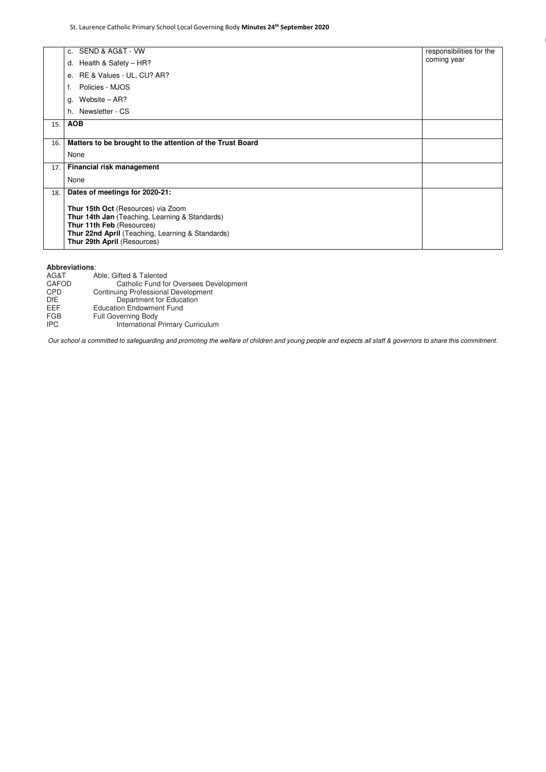|  |  |  |
|---|---|---|
|  | c. SEND & AG&T - VW<br>d. Health & Safety – HR?<br>e. RE & Values - UL, CU? AR?<br>f. Policies - MJOS<br>g. Website – AR?<br>h. Newsletter - CS | responsibilities for the coming year |
| 15. | **AOB** |  |
| 16. | **Matters to be brought to the attention of the Trust Board**<br>None |  |
| 17. | **Financial risk management**<br>None |  |
| 18. | **Dates of meetings for 2020-21:**<br><br>**Thur 15th Oct** (Resources) via Zoom<br>**Thur 14th Jan** (Teaching, Learning & Standards)<br>**Thur 11th Feb** (Resources)<br>**Thur 22nd April** (Teaching, Learning & Standards)<br>**Thur 29th April** (Resources) |  |

**Abbreviations**:

| | |
|---|---|
| AG&T | Able, Gifted & Talented |
| CAFOD | Catholic Fund for Oversees Development |
| CPD | Continuing Professional Development |
| DfE | Department for Education |
| EEF | Education Endowment Fund |
| FGB | Full Governing Body |
| IPC | International Primary Curriculum |

*Our school is committed to safeguarding and promoting the welfare of children and young people and expects all staff & governors to share this commitment.*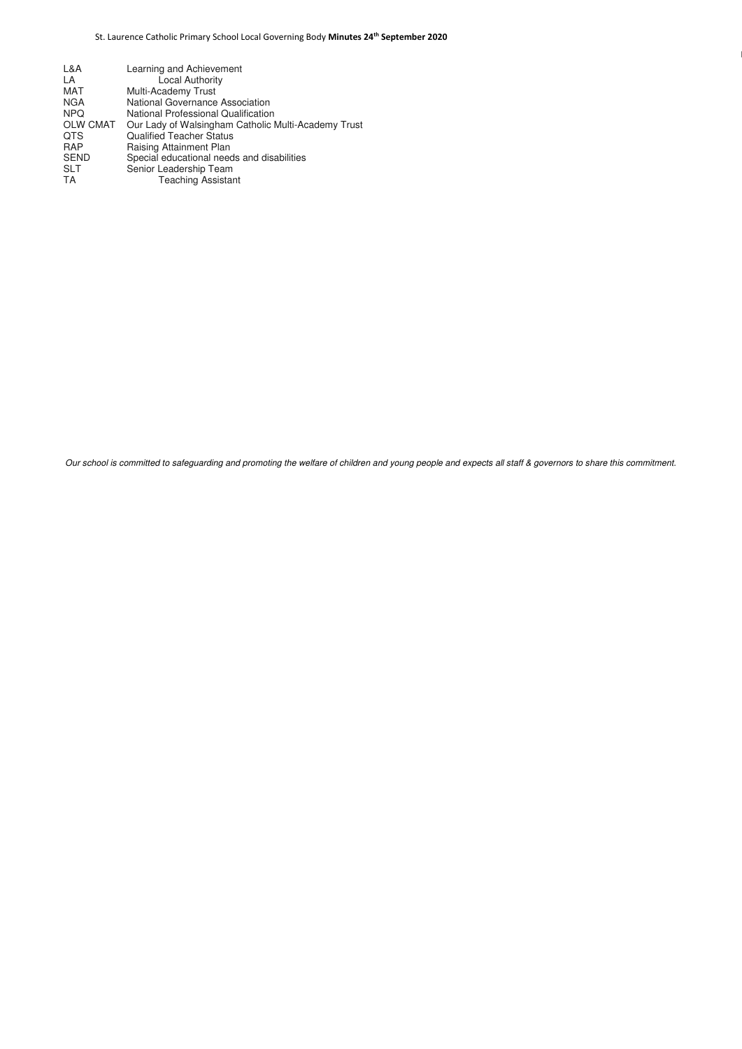| | |
|---|---|
| L&A | Learning and Achievement |
| LA | Local Authority |
| MAT | Multi-Academy Trust |
| NGA | National Governance Association |
| NPQ | National Professional Qualification |
| OLW CMAT | Our Lady of Walsingham Catholic Multi-Academy Trust |
| QTS | Qualified Teacher Status |
| RAP | Raising Attainment Plan |
| SEND | Special educational needs and disabilities |
| SLT | Senior Leadership Team |
| TA | Teaching Assistant |

*Our school is committed to safeguarding and promoting the welfare of children and young people and expects all staff & governors to share this commitment.*